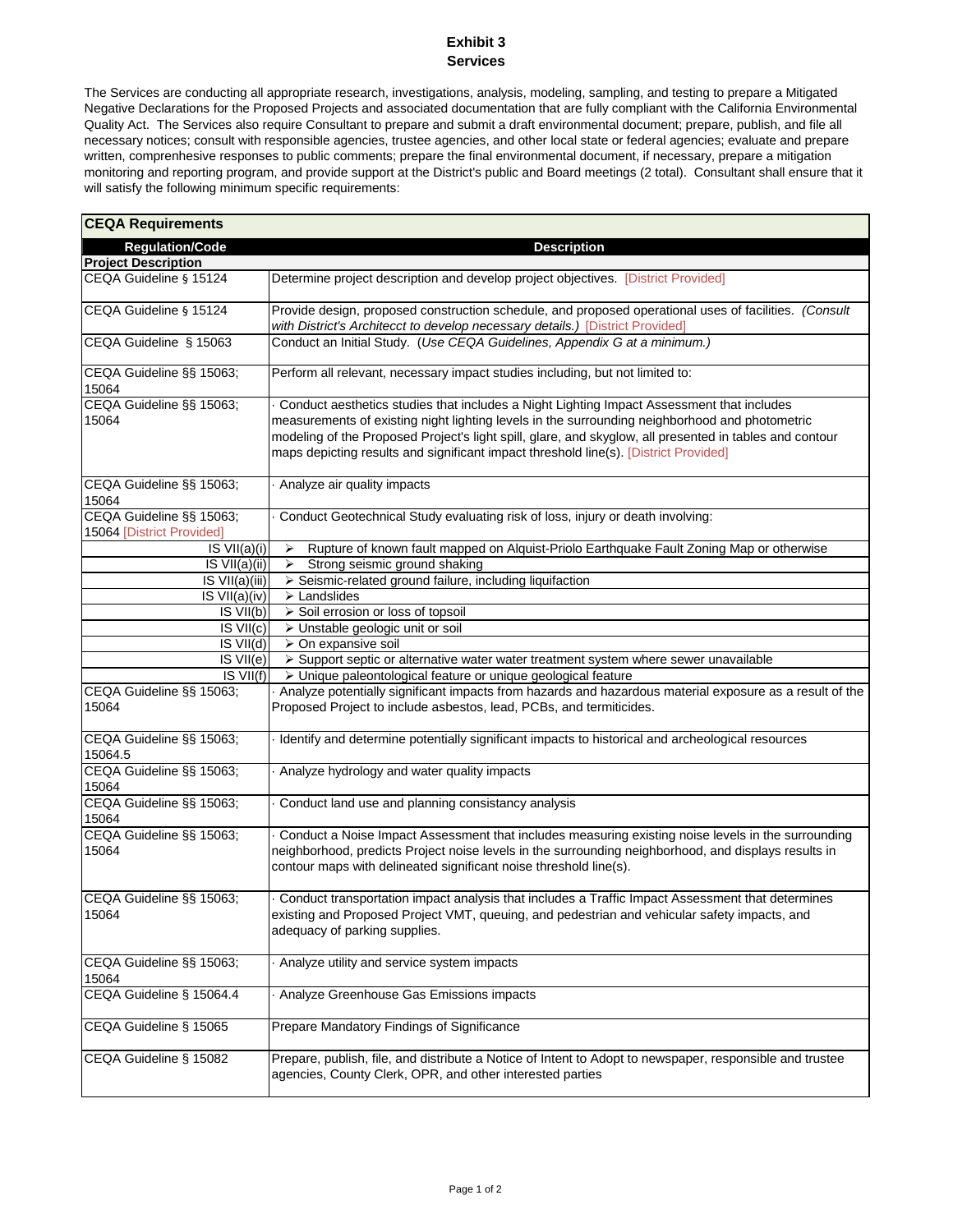# Exhibit 3
## Services

The Services are conducting all appropriate research, investigations, analysis, modeling, sampling, and testing to prepare a Mitigated Negative Declarations for the Proposed Projects and associated documentation that are fully compliant with the California Environmental Quality Act. The Services also require Consultant to prepare and submit a draft environmental document; prepare, publish, and file all necessary notices; consult with responsible agencies, trustee agencies, and other local state or federal agencies; evaluate and prepare written, comprenhesive responses to public comments; prepare the final environmental document, if necessary, prepare a mitigation monitoring and reporting program, and provide support at the District's public and Board meetings (2 total). Consultant shall ensure that it will satisfy the following minimum specific requirements:

| **CEQA Requirements** | |
|---|---|
| **Regulation/Code** | **Description** |
| **Project Description** | |
| CEQA Guideline § 15124 | Determine project description and develop project objectives. [District Provided] |
| CEQA Guideline § 15124 | Provide design, proposed construction schedule, and proposed operational uses of facilities. *(Consult with District's Architecct to develop necessary details.)* [District Provided] |
| CEQA Guideline § 15063 | Conduct an Initial Study. (*Use CEQA Guidelines, Appendix G at a minimum.)* |
| CEQA Guideline §§ 15063; 15064 | Perform all relevant, necessary impact studies including, but not limited to: |
| CEQA Guideline §§ 15063; 15064 | · Conduct aesthetics studies that includes a Night Lighting Impact Assessment that includes measurements of existing night lighting levels in the surrounding neighborhood and photometric modeling of the Proposed Project's light spill, glare, and skyglow, all presented in tables and contour maps depicting results and significant impact threshold line(s). [District Provided] |
| CEQA Guideline §§ 15063; 15064 | · Analyze air quality impacts |
| CEQA Guideline §§ 15063; 15064 [District Provided] | · Conduct Geotechnical Study evaluating risk of loss, injury or death involving: |
| IS VII(a)(i) | ➢ Rupture of known fault mapped on Alquist-Priolo Earthquake Fault Zoning Map or otherwise |
| IS VII(a)(ii) | ➢ Strong seismic ground shaking |
| IS VII(a)(iii) | ➢ Seismic-related ground failure, including liquifaction |
| IS VII(a)(iv) | ➢ Landslides |
| IS VII(b) | ➢ Soil errosion or loss of topsoil |
| IS VII(c) | ➢ Unstable geologic unit or soil |
| IS VII(d) | ➢ On expansive soil |
| IS VII(e) | ➢ Support septic or alternative water water treatment system where sewer unavailable |
| IS VII(f) | ➢ Unique paleontological feature or unique geological feature |
| CEQA Guideline §§ 15063; 15064 | · Analyze potentially significant impacts from hazards and hazardous material exposure as a result of the Proposed Project to include asbestos, lead, PCBs, and termiticides. |
| CEQA Guideline §§ 15063; 15064.5 | · Identify and determine potentially significant impacts to historical and archeological resources |
| CEQA Guideline §§ 15063; 15064 | · Analyze hydrology and water quality impacts |
| CEQA Guideline §§ 15063; 15064 | · Conduct land use and planning consistancy analysis |
| CEQA Guideline §§ 15063; 15064 | · Conduct a Noise Impact Assessment that includes measuring existing noise levels in the surrounding neighborhood, predicts Project noise levels in the surrounding neighborhood, and displays results in contour maps with delineated significant noise threshold line(s). |
| CEQA Guideline §§ 15063; 15064 | · Conduct transportation impact analysis that includes a Traffic Impact Assessment that determines existing and Proposed Project VMT, queuing, and pedestrian and vehicular safety impacts, and adequacy of parking supplies. |
| CEQA Guideline §§ 15063; 15064 | · Analyze utility and service system impacts |
| CEQA Guideline § 15064.4 | · Analyze Greenhouse Gas Emissions impacts |
| CEQA Guideline § 15065 | Prepare Mandatory Findings of Significance |
| CEQA Guideline § 15082 | Prepare, publish, file, and distribute a Notice of Intent to Adopt to newspaper, responsible and trustee agencies, County Clerk, OPR, and other interested parties |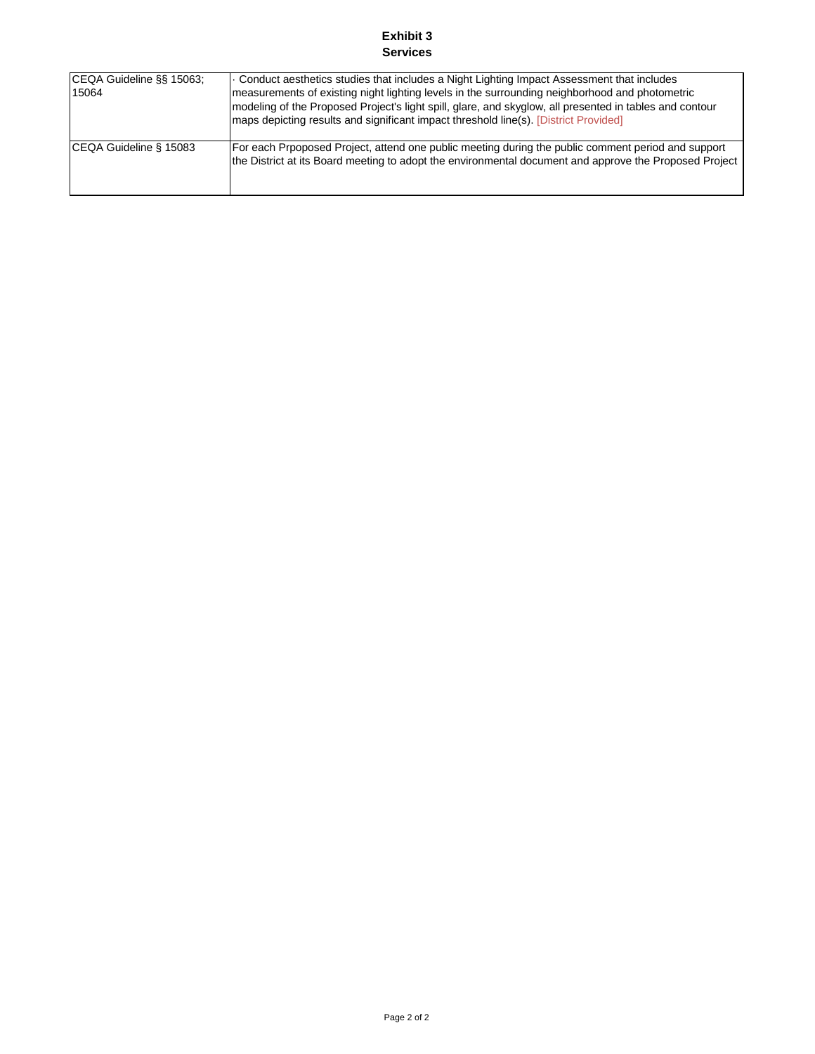**Exhibit 3**
**Services**

| | |
|---|---|
| CEQA Guideline §§ 15063; 15064 | · Conduct aesthetics studies that includes a Night Lighting Impact Assessment that includes measurements of existing night lighting levels in the surrounding neighborhood and photometric modeling of the Proposed Project's light spill, glare, and skyglow, all presented in tables and contour maps depicting results and significant impact threshold line(s). [District Provided] |
| CEQA Guideline § 15083 | For each Prpoposed Project, attend one public meeting during the public comment period and support the District at its Board meeting to adopt the environmental document and approve the Proposed Project |